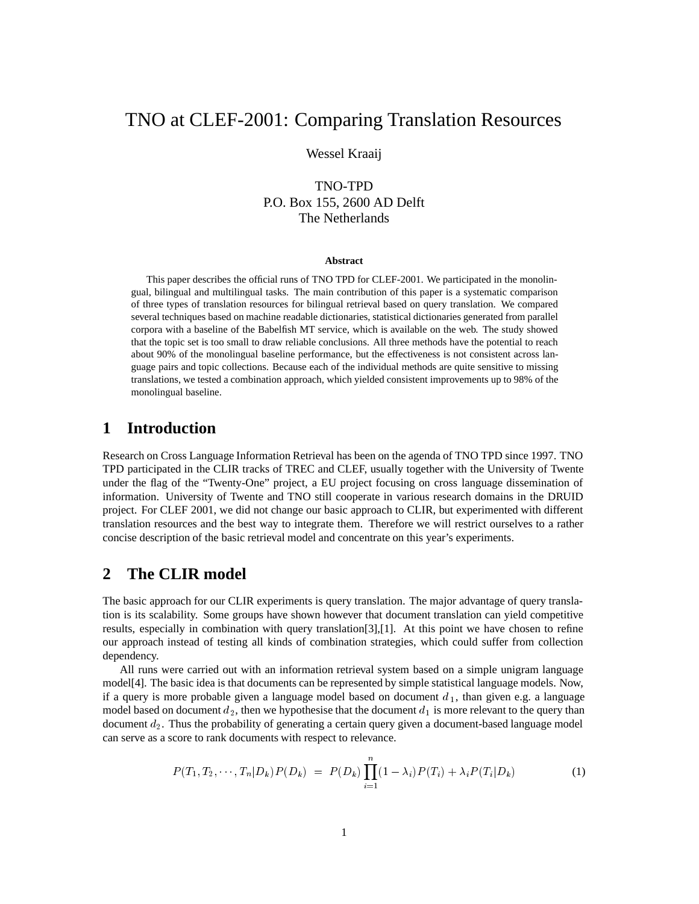// Title
# TNO at CLEF-2001: Comparing Translation Resources

Wessel Kraaij

TNO-TPD
P.O. Box 155, 2600 AD Delft
The Netherlands

**Abstract**

This paper describes the official runs of TNO TPD for CLEF-2001. We participated in the monolingual, bilingual and multilingual tasks. The main contribution of this paper is a systematic comparison of three types of translation resources for bilingual retrieval based on query translation. We compared several techniques based on machine readable dictionaries, statistical dictionaries generated from parallel corpora with a baseline of the Babelfish MT service, which is available on the web. The study showed that the topic set is too small to draw reliable conclusions. All three methods have the potential to reach about 90% of the monolingual baseline performance, but the effectiveness is not consistent across language pairs and topic collections. Because each of the individual methods are quite sensitive to missing translations, we tested a combination approach, which yielded consistent improvements up to 98% of the monolingual baseline.

## 1 Introduction

Research on Cross Language Information Retrieval has been on the agenda of TNO TPD since 1997. TNO TPD participated in the CLIR tracks of TREC and CLEF, usually together with the University of Twente under the flag of the "Twenty-One" project, a EU project focusing on cross language dissemination of information. University of Twente and TNO still cooperate in various research domains in the DRUID project. For CLEF 2001, we did not change our basic approach to CLIR, but experimented with different translation resources and the best way to integrate them. Therefore we will restrict ourselves to a rather concise description of the basic retrieval model and concentrate on this year's experiments.

## 2 The CLIR model

The basic approach for our CLIR experiments is query translation. The major advantage of query translation is its scalability. Some groups have shown however that document translation can yield competitive results, especially in combination with query translation[3],[1]. At this point we have chosen to refine our approach instead of testing all kinds of combination strategies, which could suffer from collection dependency.

All runs were carried out with an information retrieval system based on a simple unigram language model[4]. The basic idea is that documents can be represented by simple statistical language models. Now, if a query is more probable given a language model based on document $d_1$, than given e.g. a language model based on document $d_2$, then we hypothesise that the document $d_1$ is more relevant to the query than document $d_2$. Thus the probability of generating a certain query given a document-based language model can serve as a score to rank documents with respect to relevance.

$$P(T_1, T_2, \cdots, T_n | D_k) P(D_k) \;=\; P(D_k) \prod_{i=1}^{n} (1 - \lambda_i) P(T_i) + \lambda_i P(T_i | D_k) \qquad (1)$$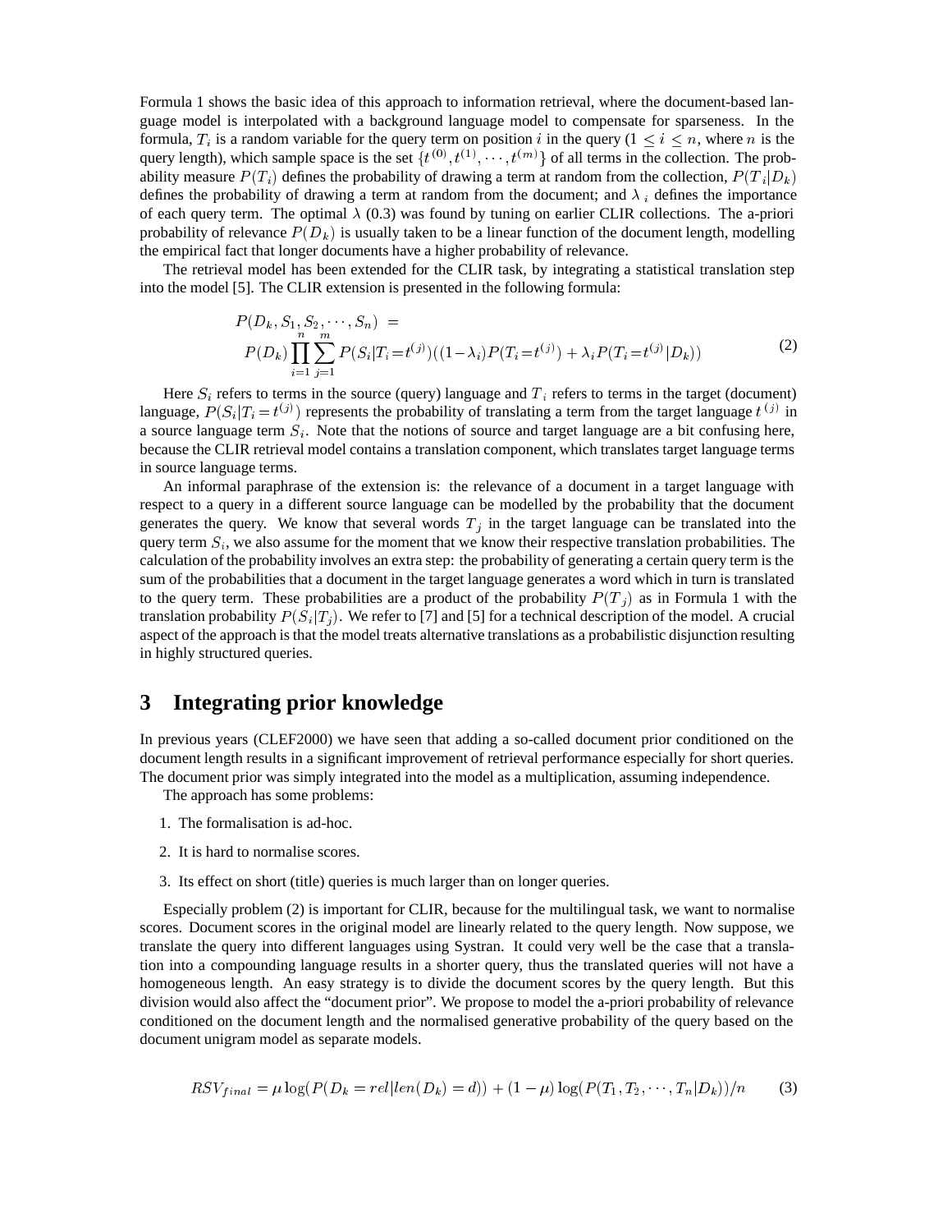Formula 1 shows the basic idea of this approach to information retrieval, where the document-based language model is interpolated with a background language model to compensate for sparseness. In the formula, $T_i$ is a random variable for the query term on position $i$ in the query ($1 \leq i \leq n$, where $n$ is the query length), which sample space is the set $\{t^{(0)}, t^{(1)}, \cdots, t^{(m)}\}$ of all terms in the collection. The probability measure $P(T_i)$ defines the probability of drawing a term at random from the collection, $P(T_i|D_k)$ defines the probability of drawing a term at random from the document; and $\lambda_i$ defines the importance of each query term. The optimal $\lambda$ (0.3) was found by tuning on earlier CLIR collections. The a-priori probability of relevance $P(D_k)$ is usually taken to be a linear function of the document length, modelling the empirical fact that longer documents have a higher probability of relevance.

The retrieval model has been extended for the CLIR task, by integrating a statistical translation step into the model [5]. The CLIR extension is presented in the following formula:

$$P(D_k, S_1, S_2, \cdots, S_n) = \\ P(D_k) \prod_{i=1}^{n} \sum_{j=1}^{m} P(S_i|T_i = t^{(j)})((1 - \lambda_i)P(T_i = t^{(j)}) + \lambda_i P(T_i = t^{(j)}|D_k)) \tag{2}$$

Here $S_i$ refers to terms in the source (query) language and $T_i$ refers to terms in the target (document) language, $P(S_i|T_i = t^{(j)})$ represents the probability of translating a term from the target language $t^{(j)}$ in a source language term $S_i$. Note that the notions of source and target language are a bit confusing here, because the CLIR retrieval model contains a translation component, which translates target language terms in source language terms.

An informal paraphrase of the extension is: the relevance of a document in a target language with respect to a query in a different source language can be modelled by the probability that the document generates the query. We know that several words $T_j$ in the target language can be translated into the query term $S_i$, we also assume for the moment that we know their respective translation probabilities. The calculation of the probability involves an extra step: the probability of generating a certain query term is the sum of the probabilities that a document in the target language generates a word which in turn is translated to the query term. These probabilities are a product of the probability $P(T_j)$ as in Formula 1 with the translation probability $P(S_i|T_j)$. We refer to [7] and [5] for a technical description of the model. A crucial aspect of the approach is that the model treats alternative translations as a probabilistic disjunction resulting in highly structured queries.

## 3 Integrating prior knowledge

In previous years (CLEF2000) we have seen that adding a so-called document prior conditioned on the document length results in a significant improvement of retrieval performance especially for short queries. The document prior was simply integrated into the model as a multiplication, assuming independence.

The approach has some problems:

1. The formalisation is ad-hoc.
2. It is hard to normalise scores.
3. Its effect on short (title) queries is much larger than on longer queries.

Especially problem (2) is important for CLIR, because for the multilingual task, we want to normalise scores. Document scores in the original model are linearly related to the query length. Now suppose, we translate the query into different languages using Systran. It could very well be the case that a translation into a compounding language results in a shorter query, thus the translated queries will not have a homogeneous length. An easy strategy is to divide the document scores by the query length. But this division would also affect the "document prior". We propose to model the a-priori probability of relevance conditioned on the document length and the normalised generative probability of the query based on the document unigram model as separate models.

$$RSV_{final} = \mu \log(P(D_k = rel|len(D_k) = d)) + (1 - \mu) \log(P(T_1, T_2, \cdots, T_n|D_k))/n \tag{3}$$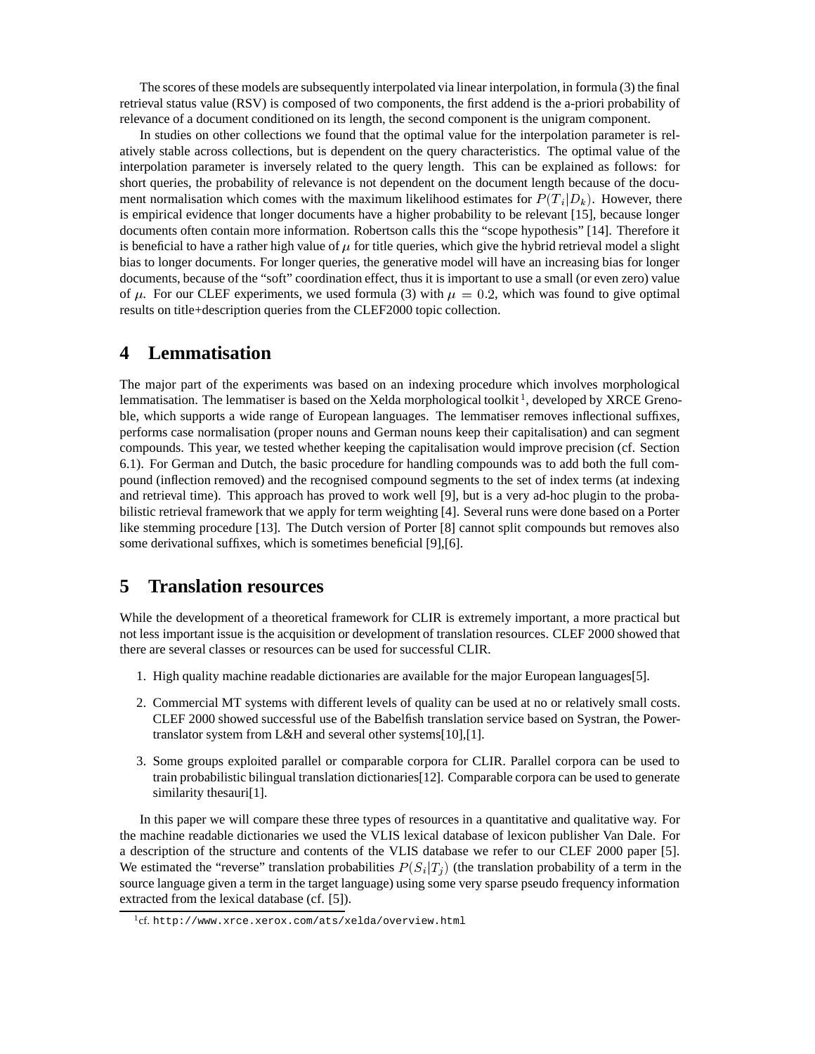The scores of these models are subsequently interpolated via linear interpolation, in formula (3) the final retrieval status value (RSV) is composed of two components, the first addend is the a-priori probability of relevance of a document conditioned on its length, the second component is the unigram component.

In studies on other collections we found that the optimal value for the interpolation parameter is relatively stable across collections, but is dependent on the query characteristics. The optimal value of the interpolation parameter is inversely related to the query length. This can be explained as follows: for short queries, the probability of relevance is not dependent on the document length because of the document normalisation which comes with the maximum likelihood estimates for $P(T_i|D_k)$. However, there is empirical evidence that longer documents have a higher probability to be relevant [15], because longer documents often contain more information. Robertson calls this the "scope hypothesis" [14]. Therefore it is beneficial to have a rather high value of $\mu$ for title queries, which give the hybrid retrieval model a slight bias to longer documents. For longer queries, the generative model will have an increasing bias for longer documents, because of the "soft" coordination effect, thus it is important to use a small (or even zero) value of $\mu$. For our CLEF experiments, we used formula (3) with $\mu = 0.2$, which was found to give optimal results on title+description queries from the CLEF2000 topic collection.

# 4 Lemmatisation

The major part of the experiments was based on an indexing procedure which involves morphological lemmatisation. The lemmatiser is based on the Xelda morphological toolkit [1], developed by XRCE Grenoble, which supports a wide range of European languages. The lemmatiser removes inflectional suffixes, performs case normalisation (proper nouns and German nouns keep their capitalisation) and can segment compounds. This year, we tested whether keeping the capitalisation would improve precision (cf. Section 6.1). For German and Dutch, the basic procedure for handling compounds was to add both the full compound (inflection removed) and the recognised compound segments to the set of index terms (at indexing and retrieval time). This approach has proved to work well [9], but is a very ad-hoc plugin to the probabilistic retrieval framework that we apply for term weighting [4]. Several runs were done based on a Porter like stemming procedure [13]. The Dutch version of Porter [8] cannot split compounds but removes also some derivational suffixes, which is sometimes beneficial [9],[6].

# 5 Translation resources

While the development of a theoretical framework for CLIR is extremely important, a more practical but not less important issue is the acquisition or development of translation resources. CLEF 2000 showed that there are several classes or resources can be used for successful CLIR.

1. High quality machine readable dictionaries are available for the major European languages[5].
2. Commercial MT systems with different levels of quality can be used at no or relatively small costs. CLEF 2000 showed successful use of the Babelfish translation service based on Systran, the Powertranslator system from L&H and several other systems[10],[1].
3. Some groups exploited parallel or comparable corpora for CLIR. Parallel corpora can be used to train probabilistic bilingual translation dictionaries[12]. Comparable corpora can be used to generate similarity thesauri[1].

In this paper we will compare these three types of resources in a quantitative and qualitative way. For the machine readable dictionaries we used the VLIS lexical database of lexicon publisher Van Dale. For a description of the structure and contents of the VLIS database we refer to our CLEF 2000 paper [5]. We estimated the "reverse" translation probabilities $P(S_i|T_j)$ (the translation probability of a term in the source language given a term in the target language) using some very sparse pseudo frequency information extracted from the lexical database (cf. [5]).

[1] cf. http://www.xrce.xerox.com/ats/xelda/overview.html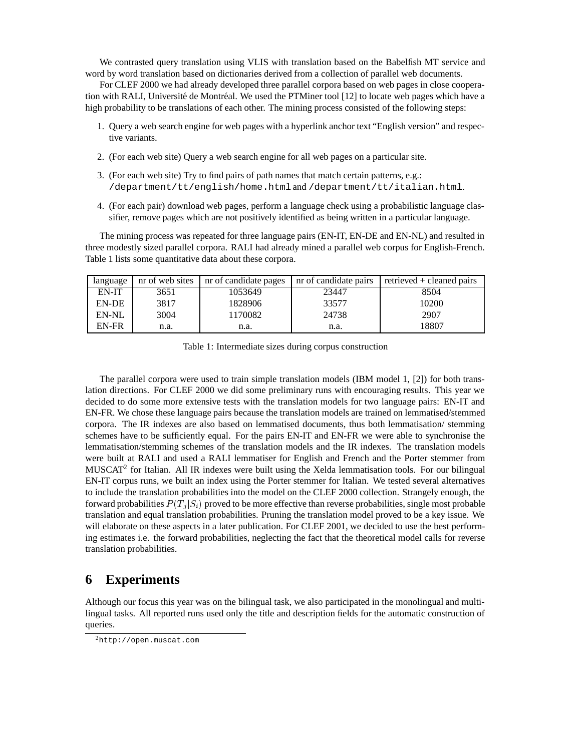We contrasted query translation using VLIS with translation based on the Babelfish MT service and word by word translation based on dictionaries derived from a collection of parallel web documents.

For CLEF 2000 we had already developed three parallel corpora based on web pages in close cooperation with RALI, Université de Montréal. We used the PTMiner tool [12] to locate web pages which have a high probability to be translations of each other. The mining process consisted of the following steps:

1. Query a web search engine for web pages with a hyperlink anchor text "English version" and respective variants.
2. (For each web site) Query a web search engine for all web pages on a particular site.
3. (For each web site) Try to find pairs of path names that match certain patterns, e.g.: `/department/tt/english/home.html` and `/department/tt/italian.html`.
4. (For each pair) download web pages, perform a language check using a probabilistic language classifier, remove pages which are not positively identified as being written in a particular language.

The mining process was repeated for three language pairs (EN-IT, EN-DE and EN-NL) and resulted in three modestly sized parallel corpora. RALI had already mined a parallel web corpus for English-French. Table 1 lists some quantitative data about these corpora.

| language | nr of web sites | nr of candidate pages | nr of candidate pairs | retrieved + cleaned pairs |
|---|---|---|---|---|
| EN-IT | 3651 | 1053649 | 23447 | 8504 |
| EN-DE | 3817 | 1828906 | 33577 | 10200 |
| EN-NL | 3004 | 1170082 | 24738 | 2907 |
| EN-FR | n.a. | n.a. | n.a. | 18807 |

Table 1: Intermediate sizes during corpus construction

The parallel corpora were used to train simple translation models (IBM model 1, [2]) for both translation directions. For CLEF 2000 we did some preliminary runs with encouraging results. This year we decided to do some more extensive tests with the translation models for two language pairs: EN-IT and EN-FR. We chose these language pairs because the translation models are trained on lemmatised/stemmed corpora. The IR indexes are also based on lemmatised documents, thus both lemmatisation/ stemming schemes have to be sufficiently equal. For the pairs EN-IT and EN-FR we were able to synchronise the lemmatisation/stemming schemes of the translation models and the IR indexes. The translation models were built at RALI and used a RALI lemmatiser for English and French and the Porter stemmer from MUSCAT[2] for Italian. All IR indexes were built using the Xelda lemmatisation tools. For our bilingual EN-IT corpus runs, we built an index using the Porter stemmer for Italian. We tested several alternatives to include the translation probabilities into the model on the CLEF 2000 collection. Strangely enough, the forward probabilities $P(T_j|S_i)$ proved to be more effective than reverse probabilities, single most probable translation and equal translation probabilities. Pruning the translation model proved to be a key issue. We will elaborate on these aspects in a later publication. For CLEF 2001, we decided to use the best performing estimates i.e. the forward probabilities, neglecting the fact that the theoretical model calls for reverse translation probabilities.

# 6 Experiments

Although our focus this year was on the bilingual task, we also participated in the monolingual and multilingual tasks. All reported runs used only the title and description fields for the automatic construction of queries.

[2] `http://open.muscat.com`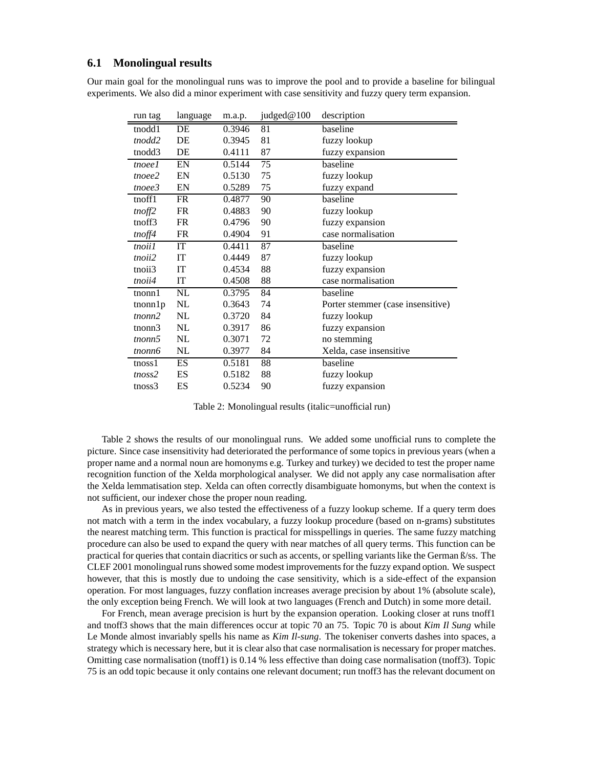### 6.1 Monolingual results

Our main goal for the monolingual runs was to improve the pool and to provide a baseline for bilingual experiments. We also did a minor experiment with case sensitivity and fuzzy query term expansion.

| run tag | language | m.a.p. | judged@100 | description |
|---|---|---|---|---|
| tnodd1 | DE | 0.3946 | 81 | baseline |
| *tnodd2* | DE | 0.3945 | 81 | fuzzy lookup |
| tnodd3 | DE | 0.4111 | 87 | fuzzy expansion |
| *tnoee1* | EN | 0.5144 | 75 | baseline |
| *tnoee2* | EN | 0.5130 | 75 | fuzzy lookup |
| *tnoee3* | EN | 0.5289 | 75 | fuzzy expand |
| tnoff1 | FR | 0.4877 | 90 | baseline |
| *tnoff2* | FR | 0.4883 | 90 | fuzzy lookup |
| tnoff3 | FR | 0.4796 | 90 | fuzzy expansion |
| *tnoff4* | FR | 0.4904 | 91 | case normalisation |
| *tnoii1* | IT | 0.4411 | 87 | baseline |
| *tnoii2* | IT | 0.4449 | 87 | fuzzy lookup |
| tnoii3 | IT | 0.4534 | 88 | fuzzy expansion |
| *tnoii4* | IT | 0.4508 | 88 | case normalisation |
| tnonn1 | NL | 0.3795 | 84 | baseline |
| tnonn1p | NL | 0.3643 | 74 | Porter stemmer (case insensitive) |
| *tnonn2* | NL | 0.3720 | 84 | fuzzy lookup |
| tnonn3 | NL | 0.3917 | 86 | fuzzy expansion |
| *tnonn5* | NL | 0.3071 | 72 | no stemming |
| *tnonn6* | NL | 0.3977 | 84 | Xelda, case insensitive |
| tnoss1 | ES | 0.5181 | 88 | baseline |
| *tnoss2* | ES | 0.5182 | 88 | fuzzy lookup |
| tnoss3 | ES | 0.5234 | 90 | fuzzy expansion |

Table 2: Monolingual results (italic=unofficial run)

Table 2 shows the results of our monolingual runs. We added some unofficial runs to complete the picture. Since case insensitivity had deteriorated the performance of some topics in previous years (when a proper name and a normal noun are homonyms e.g. Turkey and turkey) we decided to test the proper name recognition function of the Xelda morphological analyser. We did not apply any case normalisation after the Xelda lemmatisation step. Xelda can often correctly disambiguate homonyms, but when the context is not sufficient, our indexer chose the proper noun reading.

As in previous years, we also tested the effectiveness of a fuzzy lookup scheme. If a query term does not match with a term in the index vocabulary, a fuzzy lookup procedure (based on n-grams) substitutes the nearest matching term. This function is practical for misspellings in queries. The same fuzzy matching procedure can also be used to expand the query with near matches of all query terms. This function can be practical for queries that contain diacritics or such as accents, or spelling variants like the German ß/ss. The CLEF 2001 monolingual runs showed some modest improvements for the fuzzy expand option. We suspect however, that this is mostly due to undoing the case sensitivity, which is a side-effect of the expansion operation. For most languages, fuzzy conflation increases average precision by about 1% (absolute scale), the only exception being French. We will look at two languages (French and Dutch) in some more detail.

For French, mean average precision is hurt by the expansion operation. Looking closer at runs tnoff1 and tnoff3 shows that the main differences occur at topic 70 an 75. Topic 70 is about *Kim Il Sung* while Le Monde almost invariably spells his name as *Kim Il-sung*. The tokeniser converts dashes into spaces, a strategy which is necessary here, but it is clear also that case normalisation is necessary for proper matches. Omitting case normalisation (tnoff1) is 0.14 % less effective than doing case normalisation (tnoff3). Topic 75 is an odd topic because it only contains one relevant document; run tnoff3 has the relevant document on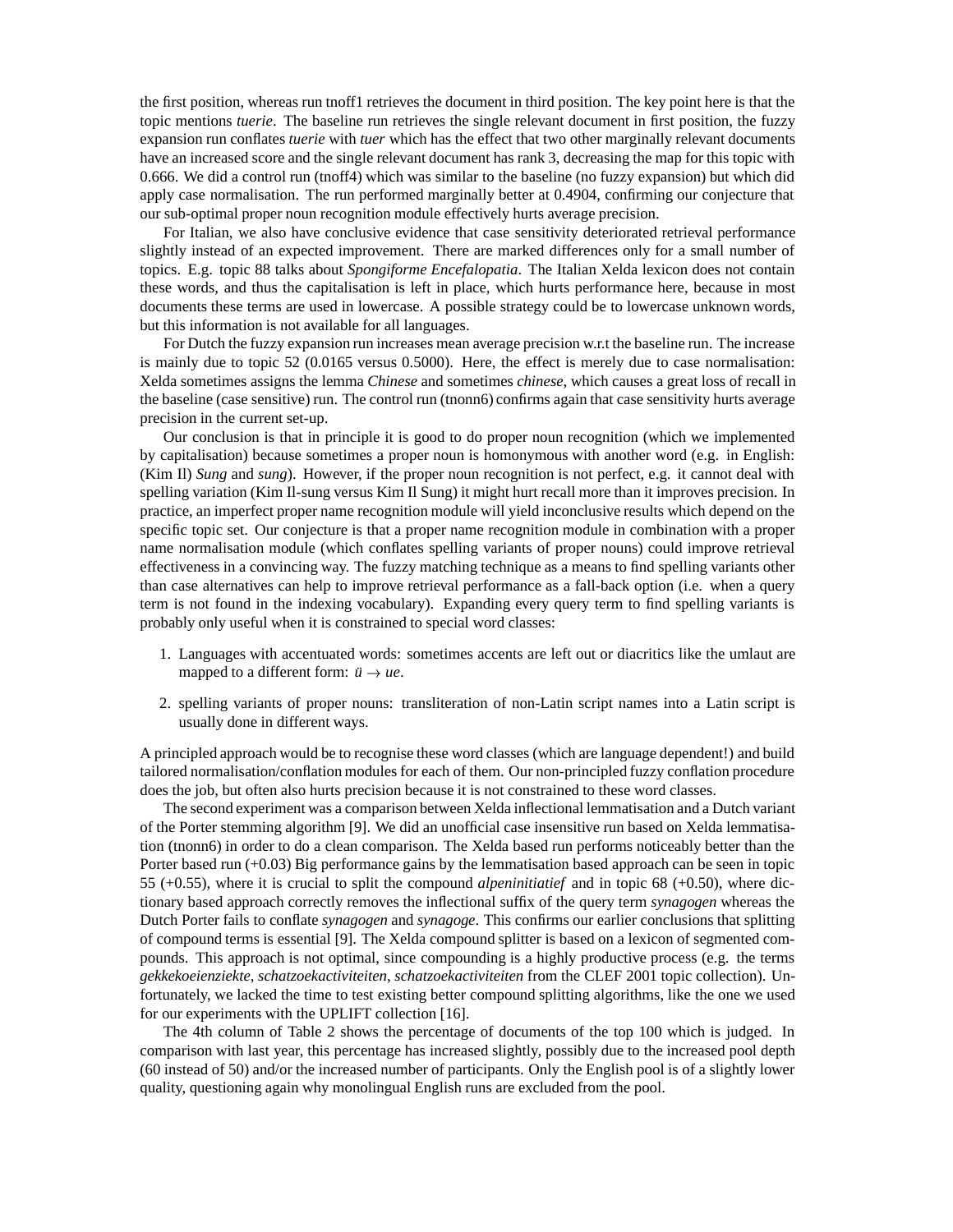the first position, whereas run tnoff1 retrieves the document in third position. The key point here is that the topic mentions *tuerie*. The baseline run retrieves the single relevant document in first position, the fuzzy expansion run conflates *tuerie* with *tuer* which has the effect that two other marginally relevant documents have an increased score and the single relevant document has rank 3, decreasing the map for this topic with 0.666. We did a control run (tnoff4) which was similar to the baseline (no fuzzy expansion) but which did apply case normalisation. The run performed marginally better at 0.4904, confirming our conjecture that our sub-optimal proper noun recognition module effectively hurts average precision.

For Italian, we also have conclusive evidence that case sensitivity deteriorated retrieval performance slightly instead of an expected improvement. There are marked differences only for a small number of topics. E.g. topic 88 talks about *Spongiforme Encefalopatia*. The Italian Xelda lexicon does not contain these words, and thus the capitalisation is left in place, which hurts performance here, because in most documents these terms are used in lowercase. A possible strategy could be to lowercase unknown words, but this information is not available for all languages.

For Dutch the fuzzy expansion run increases mean average precision w.r.t the baseline run. The increase is mainly due to topic 52 (0.0165 versus 0.5000). Here, the effect is merely due to case normalisation: Xelda sometimes assigns the lemma *Chinese* and sometimes *chinese*, which causes a great loss of recall in the baseline (case sensitive) run. The control run (tnonn6) confirms again that case sensitivity hurts average precision in the current set-up.

Our conclusion is that in principle it is good to do proper noun recognition (which we implemented by capitalisation) because sometimes a proper noun is homonymous with another word (e.g. in English: (Kim Il) *Sung* and *sung*). However, if the proper noun recognition is not perfect, e.g. it cannot deal with spelling variation (Kim Il-sung versus Kim Il Sung) it might hurt recall more than it improves precision. In practice, an imperfect proper name recognition module will yield inconclusive results which depend on the specific topic set. Our conjecture is that a proper name recognition module in combination with a proper name normalisation module (which conflates spelling variants of proper nouns) could improve retrieval effectiveness in a convincing way. The fuzzy matching technique as a means to find spelling variants other than case alternatives can help to improve retrieval performance as a fall-back option (i.e. when a query term is not found in the indexing vocabulary). Expanding every query term to find spelling variants is probably only useful when it is constrained to special word classes:

1. Languages with accentuated words: sometimes accents are left out or diacritics like the umlaut are mapped to a different form: *ü* → *ue*.
2. spelling variants of proper nouns: transliteration of non-Latin script names into a Latin script is usually done in different ways.

A principled approach would be to recognise these word classes (which are language dependent!) and build tailored normalisation/conflation modules for each of them. Our non-principled fuzzy conflation procedure does the job, but often also hurts precision because it is not constrained to these word classes.

The second experiment was a comparison between Xelda inflectional lemmatisation and a Dutch variant of the Porter stemming algorithm [9]. We did an unofficial case insensitive run based on Xelda lemmatisation (tnonn6) in order to do a clean comparison. The Xelda based run performs noticeably better than the Porter based run (+0.03) Big performance gains by the lemmatisation based approach can be seen in topic 55 (+0.55), where it is crucial to split the compound *alpeninitiatief* and in topic 68 (+0.50), where dictionary based approach correctly removes the inflectional suffix of the query term *synagogen* whereas the Dutch Porter fails to conflate *synagogen* and *synagoge*. This confirms our earlier conclusions that splitting of compound terms is essential [9]. The Xelda compound splitter is based on a lexicon of segmented compounds. This approach is not optimal, since compounding is a highly productive process (e.g. the terms *gekkekoeienziekte*, *schatzoekactiviteiten*, *schatzoekactiviteiten* from the CLEF 2001 topic collection). Unfortunately, we lacked the time to test existing better compound splitting algorithms, like the one we used for our experiments with the UPLIFT collection [16].

The 4th column of Table 2 shows the percentage of documents of the top 100 which is judged. In comparison with last year, this percentage has increased slightly, possibly due to the increased pool depth (60 instead of 50) and/or the increased number of participants. Only the English pool is of a slightly lower quality, questioning again why monolingual English runs are excluded from the pool.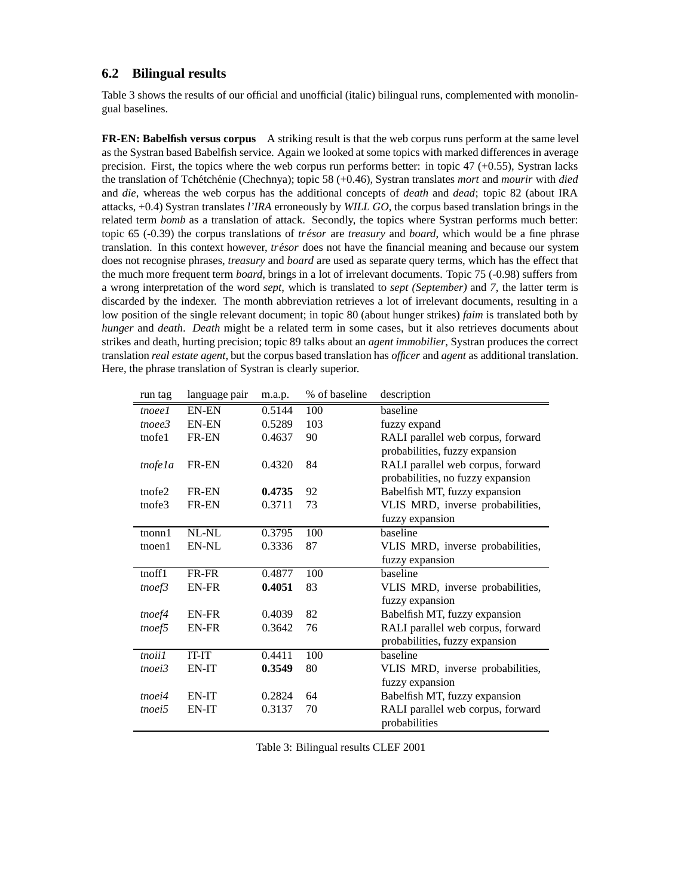### 6.2 Bilingual results

Table 3 shows the results of our official and unofficial (italic) bilingual runs, complemented with monolingual baselines.

**FR-EN: Babelfish versus corpus** A striking result is that the web corpus runs perform at the same level as the Systran based Babelfish service. Again we looked at some topics with marked differences in average precision. First, the topics where the web corpus run performs better: in topic 47 (+0.55), Systran lacks the translation of Tchétchénie (Chechnya); topic 58 (+0.46), Systran translates *mort* and *mourir* with *died* and *die*, whereas the web corpus has the additional concepts of *death* and *dead*; topic 82 (about IRA attacks, +0.4) Systran translates *l'IRA* erroneously by *WILL GO*, the corpus based translation brings in the related term *bomb* as a translation of attack. Secondly, the topics where Systran performs much better: topic 65 (-0.39) the corpus translations of *trésor* are *treasury* and *board*, which would be a fine phrase translation. In this context however, *trésor* does not have the financial meaning and because our system does not recognise phrases, *treasury* and *board* are used as separate query terms, which has the effect that the much more frequent term *board*, brings in a lot of irrelevant documents. Topic 75 (-0.98) suffers from a wrong interpretation of the word *sept*, which is translated to *sept (September)* and *7*, the latter term is discarded by the indexer. The month abbreviation retrieves a lot of irrelevant documents, resulting in a low position of the single relevant document; in topic 80 (about hunger strikes) *faim* is translated both by *hunger* and *death*. *Death* might be a related term in some cases, but it also retrieves documents about strikes and death, hurting precision; topic 89 talks about an *agent immobilier*, Systran produces the correct translation *real estate agent*, but the corpus based translation has *officer* and *agent* as additional translation. Here, the phrase translation of Systran is clearly superior.

| run tag | language pair | m.a.p. | % of baseline | description |
|---|---|---|---|---|
| *tnoee1* | EN-EN | 0.5144 | 100 | baseline |
| *tnoee3* | EN-EN | 0.5289 | 103 | fuzzy expand |
| tnofe1 | FR-EN | 0.4637 | 90 | RALI parallel web corpus, forward probabilities, fuzzy expansion |
| *tnofe1a* | FR-EN | 0.4320 | 84 | RALI parallel web corpus, forward probabilities, no fuzzy expansion |
| tnofe2 | FR-EN | **0.4735** | 92 | Babelfish MT, fuzzy expansion |
| tnofe3 | FR-EN | 0.3711 | 73 | VLIS MRD, inverse probabilities, fuzzy expansion |
| tnonn1 | NL-NL | 0.3795 | 100 | baseline |
| tnoen1 | EN-NL | 0.3336 | 87 | VLIS MRD, inverse probabilities, fuzzy expansion |
| tnoff1 | FR-FR | 0.4877 | 100 | baseline |
| *tnoef3* | EN-FR | **0.4051** | 83 | VLIS MRD, inverse probabilities, fuzzy expansion |
| *tnoef4* | EN-FR | 0.4039 | 82 | Babelfish MT, fuzzy expansion |
| *tnoef5* | EN-FR | 0.3642 | 76 | RALI parallel web corpus, forward probabilities, fuzzy expansion |
| *tnoii1* | IT-IT | 0.4411 | 100 | baseline |
| *tnoei3* | EN-IT | **0.3549** | 80 | VLIS MRD, inverse probabilities, fuzzy expansion |
| *tnoei4* | EN-IT | 0.2824 | 64 | Babelfish MT, fuzzy expansion |
| *tnoei5* | EN-IT | 0.3137 | 70 | RALI parallel web corpus, forward probabilities |

Table 3: Bilingual results CLEF 2001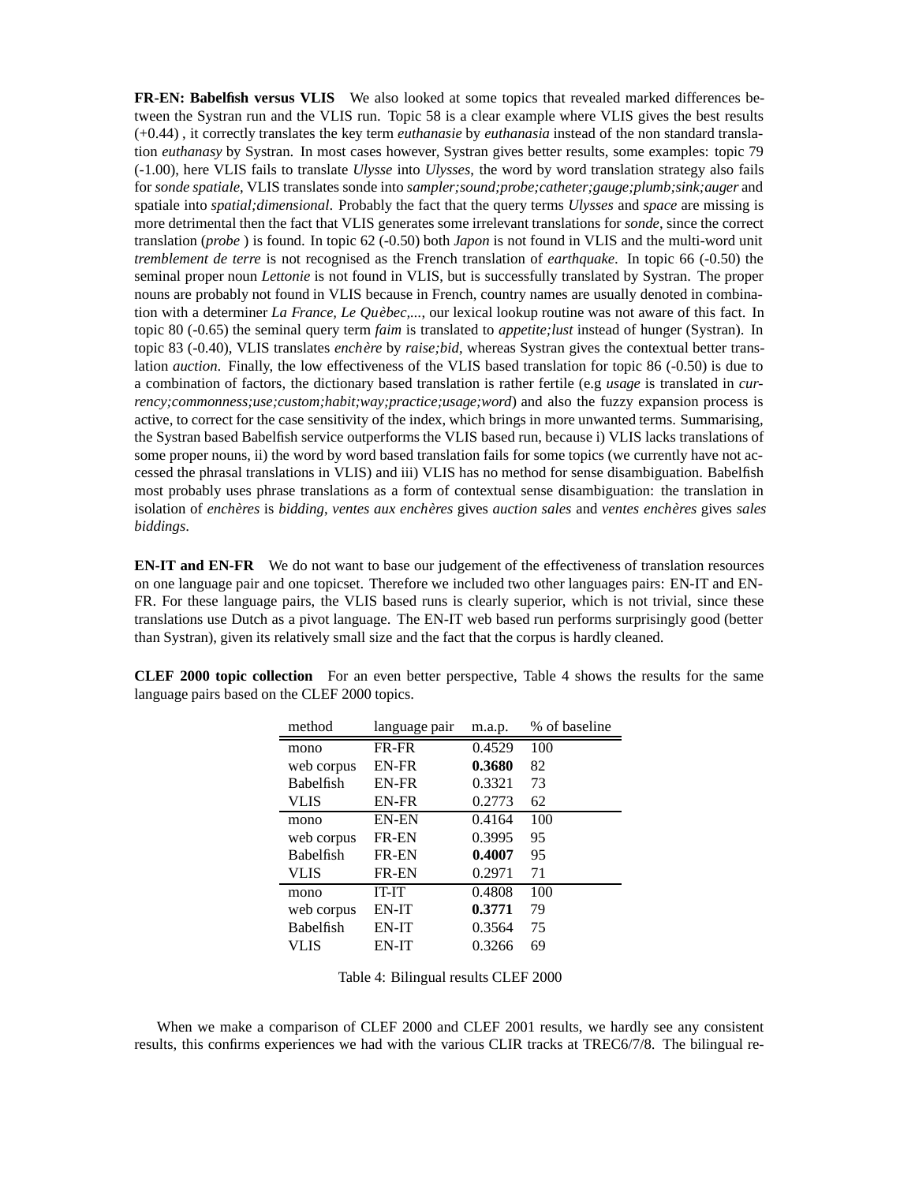**FR-EN: Babelfish versus VLIS** We also looked at some topics that revealed marked differences between the Systran run and the VLIS run. Topic 58 is a clear example where VLIS gives the best results (+0.44) , it correctly translates the key term *euthanasie* by *euthanasia* instead of the non standard translation *euthanasy* by Systran. In most cases however, Systran gives better results, some examples: topic 79 (-1.00), here VLIS fails to translate *Ulysse* into *Ulysses*, the word by word translation strategy also fails for *sonde spatiale*, VLIS translates sonde into *sampler;sound;probe;catheter;gauge;plumb;sink;auger* and spatiale into *spatial;dimensional*. Probably the fact that the query terms *Ulysses* and *space* are missing is more detrimental then the fact that VLIS generates some irrelevant translations for *sonde*, since the correct translation (*probe* ) is found. In topic 62 (-0.50) both *Japon* is not found in VLIS and the multi-word unit *tremblement de terre* is not recognised as the French translation of *earthquake*. In topic 66 (-0.50) the seminal proper noun *Lettonie* is not found in VLIS, but is successfully translated by Systran. The proper nouns are probably not found in VLIS because in French, country names are usually denoted in combination with a determiner *La France, Le Quèbec*,..., our lexical lookup routine was not aware of this fact. In topic 80 (-0.65) the seminal query term *faim* is translated to *appetite;lust* instead of hunger (Systran). In topic 83 (-0.40), VLIS translates *enchère* by *raise;bid*, whereas Systran gives the contextual better translation *auction*. Finally, the low effectiveness of the VLIS based translation for topic 86 (-0.50) is due to a combination of factors, the dictionary based translation is rather fertile (e.g *usage* is translated in *currency;commonness;use;custom;habit;way;practice;usage;word*) and also the fuzzy expansion process is active, to correct for the case sensitivity of the index, which brings in more unwanted terms. Summarising, the Systran based Babelfish service outperforms the VLIS based run, because i) VLIS lacks translations of some proper nouns, ii) the word by word based translation fails for some topics (we currently have not accessed the phrasal translations in VLIS) and iii) VLIS has no method for sense disambiguation. Babelfish most probably uses phrase translations as a form of contextual sense disambiguation: the translation in isolation of *enchères* is *bidding*, *ventes aux enchères* gives *auction sales* and *ventes enchères* gives *sales biddings*.

**EN-IT and EN-FR** We do not want to base our judgement of the effectiveness of translation resources on one language pair and one topicset. Therefore we included two other languages pairs: EN-IT and EN-FR. For these language pairs, the VLIS based runs is clearly superior, which is not trivial, since these translations use Dutch as a pivot language. The EN-IT web based run performs surprisingly good (better than Systran), given its relatively small size and the fact that the corpus is hardly cleaned.

**CLEF 2000 topic collection** For an even better perspective, Table 4 shows the results for the same language pairs based on the CLEF 2000 topics.

| method | language pair | m.a.p. | % of baseline |
|---|---|---|---|
| mono | FR-FR | 0.4529 | 100 |
| web corpus | EN-FR | **0.3680** | 82 |
| Babelfish | EN-FR | 0.3321 | 73 |
| VLIS | EN-FR | 0.2773 | 62 |
| mono | EN-EN | 0.4164 | 100 |
| web corpus | FR-EN | 0.3995 | 95 |
| Babelfish | FR-EN | **0.4007** | 95 |
| VLIS | FR-EN | 0.2971 | 71 |
| mono | IT-IT | 0.4808 | 100 |
| web corpus | EN-IT | **0.3771** | 79 |
| Babelfish | EN-IT | 0.3564 | 75 |
| VLIS | EN-IT | 0.3266 | 69 |

Table 4: Bilingual results CLEF 2000

When we make a comparison of CLEF 2000 and CLEF 2001 results, we hardly see any consistent results, this confirms experiences we had with the various CLIR tracks at TREC6/7/8. The bilingual re-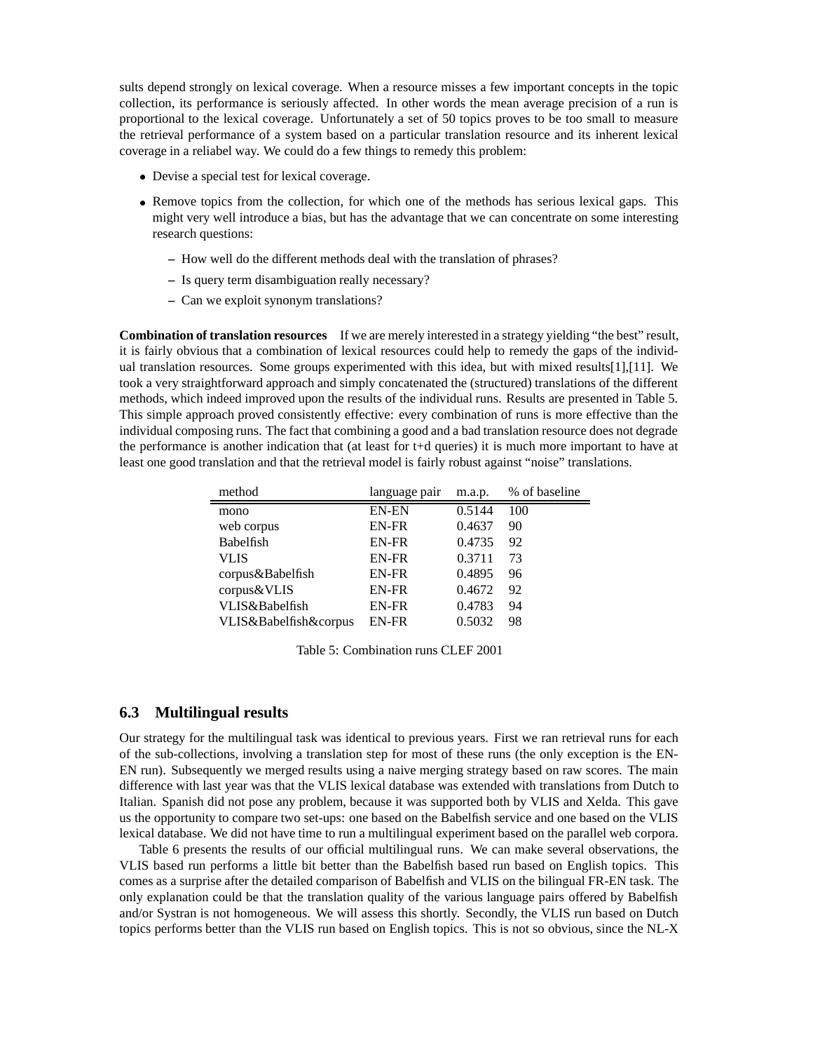sults depend strongly on lexical coverage. When a resource misses a few important concepts in the topic collection, its performance is seriously affected. In other words the mean average precision of a run is proportional to the lexical coverage. Unfortunately a set of 50 topics proves to be too small to measure the retrieval performance of a system based on a particular translation resource and its inherent lexical coverage in a reliabel way. We could do a few things to remedy this problem:

- Devise a special test for lexical coverage.
- Remove topics from the collection, for which one of the methods has serious lexical gaps. This might very well introduce a bias, but has the advantage that we can concentrate on some interesting research questions:
  - How well do the different methods deal with the translation of phrases?
  - Is query term disambiguation really necessary?
  - Can we exploit synonym translations?

**Combination of translation resources** If we are merely interested in a strategy yielding "the best" result, it is fairly obvious that a combination of lexical resources could help to remedy the gaps of the individual translation resources. Some groups experimented with this idea, but with mixed results[1],[11]. We took a very straightforward approach and simply concatenated the (structured) translations of the different methods, which indeed improved upon the results of the individual runs. Results are presented in Table 5. This simple approach proved consistently effective: every combination of runs is more effective than the individual composing runs. The fact that combining a good and a bad translation resource does not degrade the performance is another indication that (at least for t+d queries) it is much more important to have at least one good translation and that the retrieval model is fairly robust against "noise" translations.

| method | language pair | m.a.p. | % of baseline |
|---|---|---|---|
| mono | EN-EN | 0.5144 | 100 |
| web corpus | EN-FR | 0.4637 | 90 |
| Babelfish | EN-FR | 0.4735 | 92 |
| VLIS | EN-FR | 0.3711 | 73 |
| corpus&Babelfish | EN-FR | 0.4895 | 96 |
| corpus&VLIS | EN-FR | 0.4672 | 92 |
| VLIS&Babelfish | EN-FR | 0.4783 | 94 |
| VLIS&Babelfish&corpus | EN-FR | 0.5032 | 98 |

Table 5: Combination runs CLEF 2001

## 6.3 Multilingual results

Our strategy for the multilingual task was identical to previous years. First we ran retrieval runs for each of the sub-collections, involving a translation step for most of these runs (the only exception is the EN-EN run). Subsequently we merged results using a naive merging strategy based on raw scores. The main difference with last year was that the VLIS lexical database was extended with translations from Dutch to Italian. Spanish did not pose any problem, because it was supported both by VLIS and Xelda. This gave us the opportunity to compare two set-ups: one based on the Babelfish service and one based on the VLIS lexical database. We did not have time to run a multilingual experiment based on the parallel web corpora.

Table 6 presents the results of our official multilingual runs. We can make several observations, the VLIS based run performs a little bit better than the Babelfish based run based on English topics. This comes as a surprise after the detailed comparison of Babelfish and VLIS on the bilingual FR-EN task. The only explanation could be that the translation quality of the various language pairs offered by Babelfish and/or Systran is not homogeneous. We will assess this shortly. Secondly, the VLIS run based on Dutch topics performs better than the VLIS run based on English topics. This is not so obvious, since the NL-X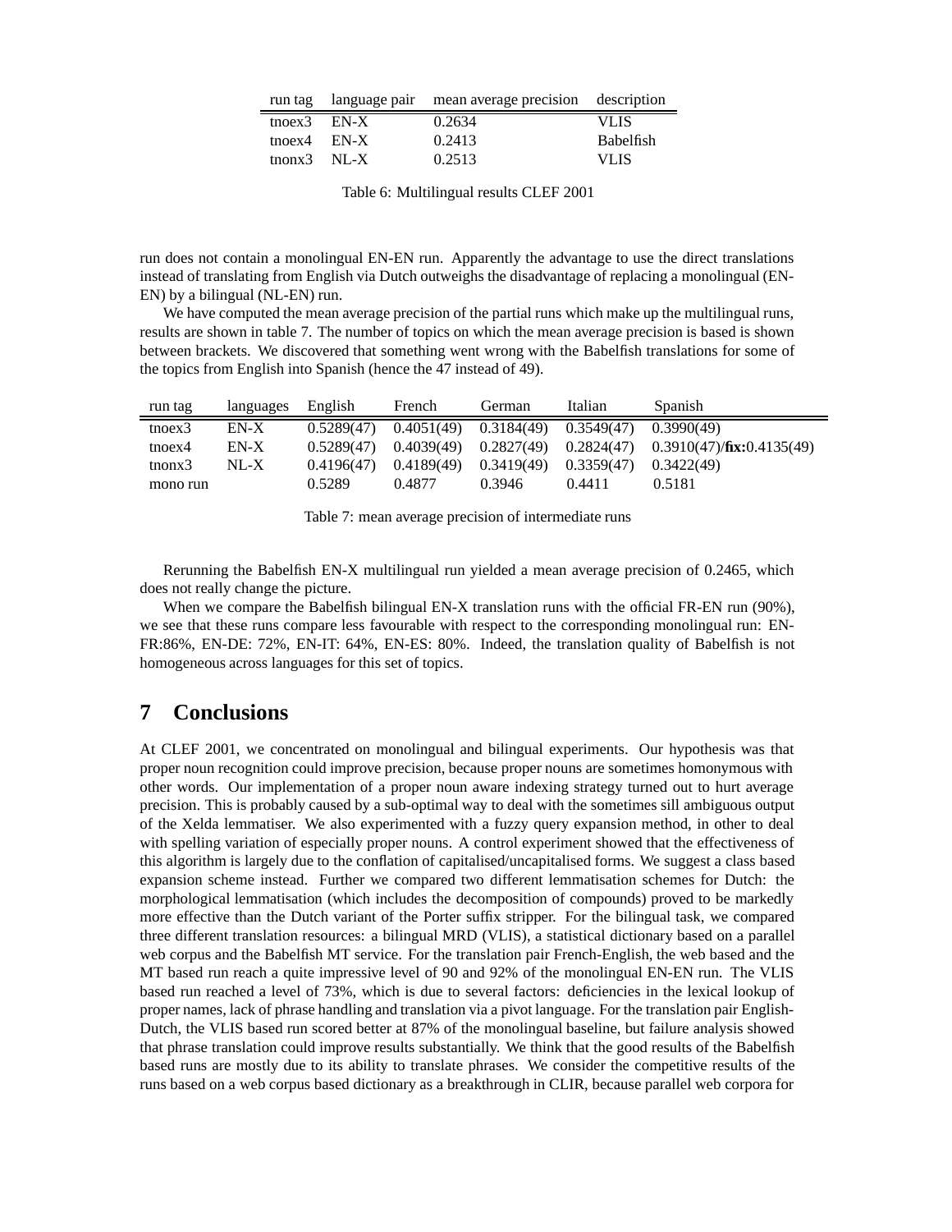| run tag | language pair | mean average precision | description |
|---|---|---|---|
| tnoex3 | EN-X | 0.2634 | VLIS |
| tnoex4 | EN-X | 0.2413 | Babelfish |
| tnonx3 | NL-X | 0.2513 | VLIS |

Table 6: Multilingual results CLEF 2001

run does not contain a monolingual EN-EN run. Apparently the advantage to use the direct translations instead of translating from English via Dutch outweighs the disadvantage of replacing a monolingual (EN-EN) by a bilingual (NL-EN) run.

We have computed the mean average precision of the partial runs which make up the multilingual runs, results are shown in table 7. The number of topics on which the mean average precision is based is shown between brackets. We discovered that something went wrong with the Babelfish translations for some of the topics from English into Spanish (hence the 47 instead of 49).

| run tag | languages | English | French | German | Italian | Spanish |
|---|---|---|---|---|---|---|
| tnoex3 | EN-X | 0.5289(47) | 0.4051(49) | 0.3184(49) | 0.3549(47) | 0.3990(49) |
| tnoex4 | EN-X | 0.5289(47) | 0.4039(49) | 0.2827(49) | 0.2824(47) | 0.3910(47)/**fix:**0.4135(49) |
| tnonx3 | NL-X | 0.4196(47) | 0.4189(49) | 0.3419(49) | 0.3359(47) | 0.3422(49) |
| mono run | | 0.5289 | 0.4877 | 0.3946 | 0.4411 | 0.5181 |

Table 7: mean average precision of intermediate runs

Rerunning the Babelfish EN-X multilingual run yielded a mean average precision of 0.2465, which does not really change the picture.

When we compare the Babelfish bilingual EN-X translation runs with the official FR-EN run (90%), we see that these runs compare less favourable with respect to the corresponding monolingual run: EN-FR:86%, EN-DE: 72%, EN-IT: 64%, EN-ES: 80%. Indeed, the translation quality of Babelfish is not homogeneous across languages for this set of topics.

# 7 Conclusions

At CLEF 2001, we concentrated on monolingual and bilingual experiments. Our hypothesis was that proper noun recognition could improve precision, because proper nouns are sometimes homonymous with other words. Our implementation of a proper noun aware indexing strategy turned out to hurt average precision. This is probably caused by a sub-optimal way to deal with the sometimes sill ambiguous output of the Xelda lemmatiser. We also experimented with a fuzzy query expansion method, in other to deal with spelling variation of especially proper nouns. A control experiment showed that the effectiveness of this algorithm is largely due to the conflation of capitalised/uncapitalised forms. We suggest a class based expansion scheme instead. Further we compared two different lemmatisation schemes for Dutch: the morphological lemmatisation (which includes the decomposition of compounds) proved to be markedly more effective than the Dutch variant of the Porter suffix stripper. For the bilingual task, we compared three different translation resources: a bilingual MRD (VLIS), a statistical dictionary based on a parallel web corpus and the Babelfish MT service. For the translation pair French-English, the web based and the MT based run reach a quite impressive level of 90 and 92% of the monolingual EN-EN run. The VLIS based run reached a level of 73%, which is due to several factors: deficiencies in the lexical lookup of proper names, lack of phrase handling and translation via a pivot language. For the translation pair English-Dutch, the VLIS based run scored better at 87% of the monolingual baseline, but failure analysis showed that phrase translation could improve results substantially. We think that the good results of the Babelfish based runs are mostly due to its ability to translate phrases. We consider the competitive results of the runs based on a web corpus based dictionary as a breakthrough in CLIR, because parallel web corpora for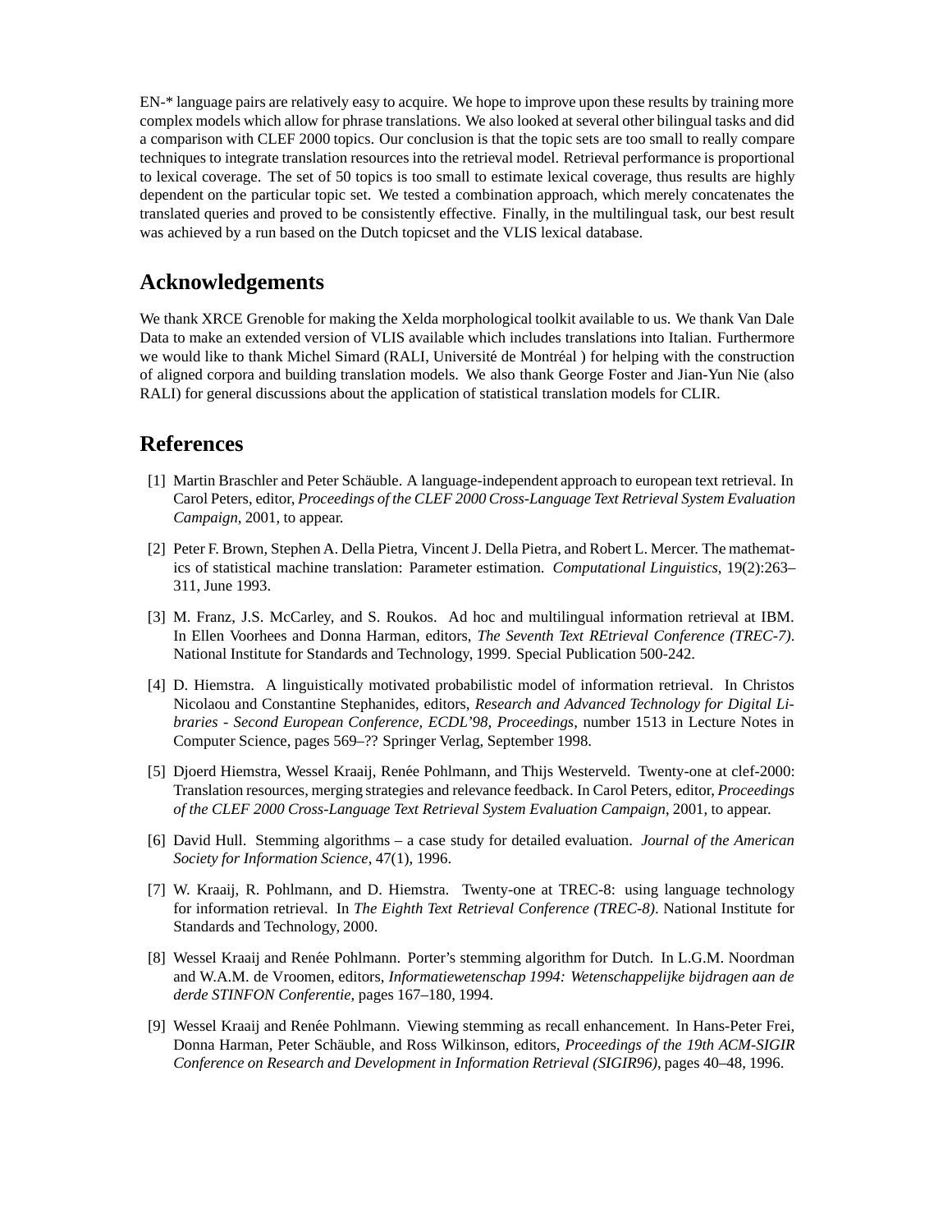EN-* language pairs are relatively easy to acquire. We hope to improve upon these results by training more complex models which allow for phrase translations. We also looked at several other bilingual tasks and did a comparison with CLEF 2000 topics. Our conclusion is that the topic sets are too small to really compare techniques to integrate translation resources into the retrieval model. Retrieval performance is proportional to lexical coverage. The set of 50 topics is too small to estimate lexical coverage, thus results are highly dependent on the particular topic set. We tested a combination approach, which merely concatenates the translated queries and proved to be consistently effective. Finally, in the multilingual task, our best result was achieved by a run based on the Dutch topicset and the VLIS lexical database.

## Acknowledgements

We thank XRCE Grenoble for making the Xelda morphological toolkit available to us. We thank Van Dale Data to make an extended version of VLIS available which includes translations into Italian. Furthermore we would like to thank Michel Simard (RALI, Université de Montréal ) for helping with the construction of aligned corpora and building translation models. We also thank George Foster and Jian-Yun Nie (also RALI) for general discussions about the application of statistical translation models for CLIR.

## References

[1] Martin Braschler and Peter Schäuble. A language-independent approach to european text retrieval. In Carol Peters, editor, *Proceedings of the CLEF 2000 Cross-Language Text Retrieval System Evaluation Campaign*, 2001, to appear.

[2] Peter F. Brown, Stephen A. Della Pietra, Vincent J. Della Pietra, and Robert L. Mercer. The mathematics of statistical machine translation: Parameter estimation. *Computational Linguistics*, 19(2):263–311, June 1993.

[3] M. Franz, J.S. McCarley, and S. Roukos. Ad hoc and multilingual information retrieval at IBM. In Ellen Voorhees and Donna Harman, editors, *The Seventh Text REtrieval Conference (TREC-7)*. National Institute for Standards and Technology, 1999. Special Publication 500-242.

[4] D. Hiemstra. A linguistically motivated probabilistic model of information retrieval. In Christos Nicolaou and Constantine Stephanides, editors, *Research and Advanced Technology for Digital Libraries - Second European Conference, ECDL'98, Proceedings*, number 1513 in Lecture Notes in Computer Science, pages 569–?? Springer Verlag, September 1998.

[5] Djoerd Hiemstra, Wessel Kraaij, Renée Pohlmann, and Thijs Westerveld. Twenty-one at clef-2000: Translation resources, merging strategies and relevance feedback. In Carol Peters, editor, *Proceedings of the CLEF 2000 Cross-Language Text Retrieval System Evaluation Campaign*, 2001, to appear.

[6] David Hull. Stemming algorithms – a case study for detailed evaluation. *Journal of the American Society for Information Science*, 47(1), 1996.

[7] W. Kraaij, R. Pohlmann, and D. Hiemstra. Twenty-one at TREC-8: using language technology for information retrieval. In *The Eighth Text Retrieval Conference (TREC-8)*. National Institute for Standards and Technology, 2000.

[8] Wessel Kraaij and Renée Pohlmann. Porter's stemming algorithm for Dutch. In L.G.M. Noordman and W.A.M. de Vroomen, editors, *Informatiewetenschap 1994: Wetenschappelijke bijdragen aan de derde STINFON Conferentie*, pages 167–180, 1994.

[9] Wessel Kraaij and Renée Pohlmann. Viewing stemming as recall enhancement. In Hans-Peter Frei, Donna Harman, Peter Schäuble, and Ross Wilkinson, editors, *Proceedings of the 19th ACM-SIGIR Conference on Research and Development in Information Retrieval (SIGIR96)*, pages 40–48, 1996.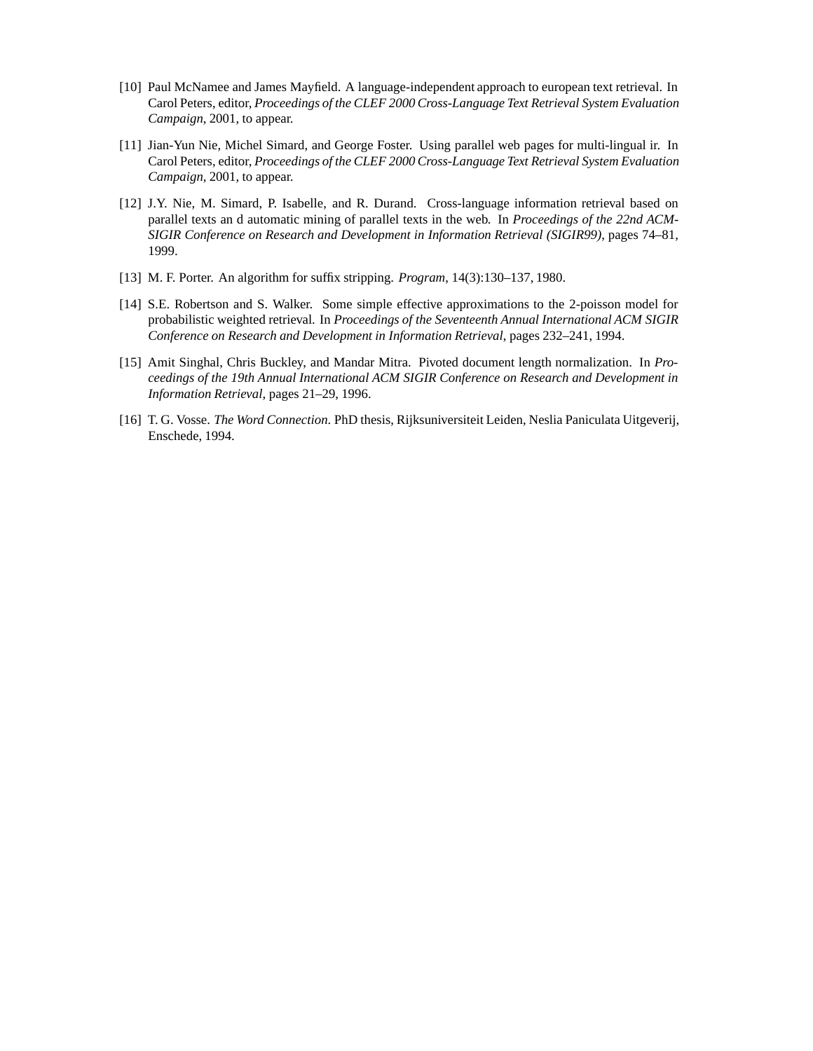[10] Paul McNamee and James Mayfield. A language-independent approach to european text retrieval. In Carol Peters, editor, *Proceedings of the CLEF 2000 Cross-Language Text Retrieval System Evaluation Campaign*, 2001, to appear.

[11] Jian-Yun Nie, Michel Simard, and George Foster. Using parallel web pages for multi-lingual ir. In Carol Peters, editor, *Proceedings of the CLEF 2000 Cross-Language Text Retrieval System Evaluation Campaign*, 2001, to appear.

[12] J.Y. Nie, M. Simard, P. Isabelle, and R. Durand. Cross-language information retrieval based on parallel texts an d automatic mining of parallel texts in the web. In *Proceedings of the 22nd ACM-SIGIR Conference on Research and Development in Information Retrieval (SIGIR99)*, pages 74–81, 1999.

[13] M. F. Porter. An algorithm for suffix stripping. *Program*, 14(3):130–137, 1980.

[14] S.E. Robertson and S. Walker. Some simple effective approximations to the 2-poisson model for probabilistic weighted retrieval. In *Proceedings of the Seventeenth Annual International ACM SIGIR Conference on Research and Development in Information Retrieval*, pages 232–241, 1994.

[15] Amit Singhal, Chris Buckley, and Mandar Mitra. Pivoted document length normalization. In *Proceedings of the 19th Annual International ACM SIGIR Conference on Research and Development in Information Retrieval*, pages 21–29, 1996.

[16] T. G. Vosse. *The Word Connection*. PhD thesis, Rijksuniversiteit Leiden, Neslia Paniculata Uitgeverij, Enschede, 1994.